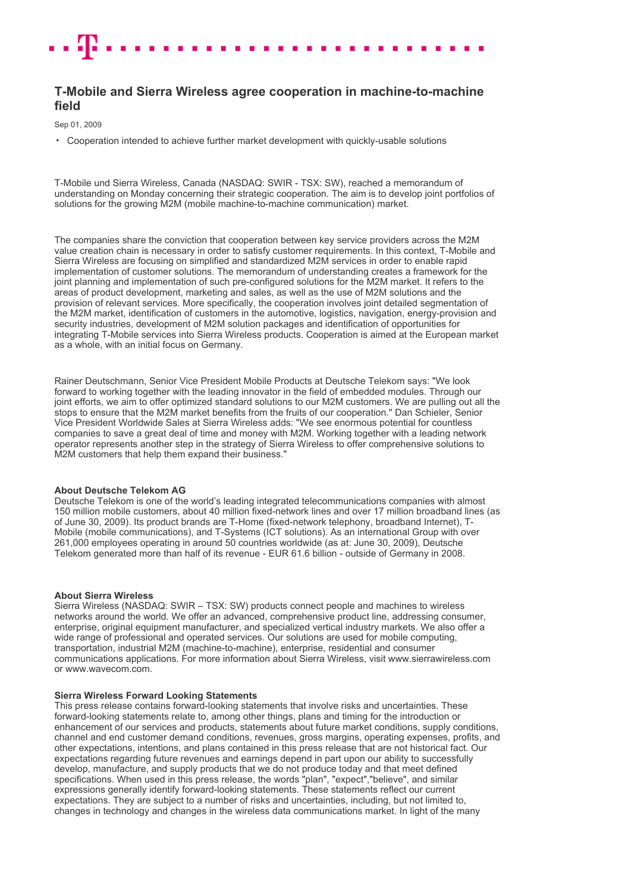# T-Mobile and Sierra Wireless agree cooperation in machine-to-machine field

Sep 01, 2009

- Cooperation intended to achieve further market development with quickly-usable solutions

T-Mobile und Sierra Wireless, Canada (NASDAQ: SWIR - TSX: SW), reached a memorandum of understanding on Monday concerning their strategic cooperation. The aim is to develop joint portfolios of solutions for the growing M2M (mobile machine-to-machine communication) market.

The companies share the conviction that cooperation between key service providers across the M2M value creation chain is necessary in order to satisfy customer requirements. In this context, T-Mobile and Sierra Wireless are focusing on simplified and standardized M2M services in order to enable rapid implementation of customer solutions. The memorandum of understanding creates a framework for the joint planning and implementation of such pre-configured solutions for the M2M market. It refers to the areas of product development, marketing and sales, as well as the use of M2M solutions and the provision of relevant services. More specifically, the cooperation involves joint detailed segmentation of the M2M market, identification of customers in the automotive, logistics, navigation, energy-provision and security industries, development of M2M solution packages and identification of opportunities for integrating T-Mobile services into Sierra Wireless products. Cooperation is aimed at the European market as a whole, with an initial focus on Germany.

Rainer Deutschmann, Senior Vice President Mobile Products at Deutsche Telekom says: "We look forward to working together with the leading innovator in the field of embedded modules. Through our joint efforts, we aim to offer optimized standard solutions to our M2M customers. We are pulling out all the stops to ensure that the M2M market benefits from the fruits of our cooperation." Dan Schieler, Senior Vice President Worldwide Sales at Sierra Wireless adds: "We see enormous potential for countless companies to save a great deal of time and money with M2M. Working together with a leading network operator represents another step in the strategy of Sierra Wireless to offer comprehensive solutions to M2M customers that help them expand their business."

**About Deutsche Telekom AG**
Deutsche Telekom is one of the world's leading integrated telecommunications companies with almost 150 million mobile customers, about 40 million fixed-network lines and over 17 million broadband lines (as of June 30, 2009). Its product brands are T-Home (fixed-network telephony, broadband Internet), T-Mobile (mobile communications), and T-Systems (ICT solutions). As an international Group with over 261,000 employees operating in around 50 countries worldwide (as at: June 30, 2009), Deutsche Telekom generated more than half of its revenue - EUR 61.6 billion - outside of Germany in 2008.

**About Sierra Wireless**
Sierra Wireless (NASDAQ: SWIR – TSX: SW) products connect people and machines to wireless networks around the world. We offer an advanced, comprehensive product line, addressing consumer, enterprise, original equipment manufacturer, and specialized vertical industry markets. We also offer a wide range of professional and operated services. Our solutions are used for mobile computing, transportation, industrial M2M (machine-to-machine), enterprise, residential and consumer communications applications. For more information about Sierra Wireless, visit www.sierrawireless.com or www.wavecom.com.

**Sierra Wireless Forward Looking Statements**
This press release contains forward-looking statements that involve risks and uncertainties. These forward-looking statements relate to, among other things, plans and timing for the introduction or enhancement of our services and products, statements about future market conditions, supply conditions, channel and end customer demand conditions, revenues, gross margins, operating expenses, profits, and other expectations, intentions, and plans contained in this press release that are not historical fact. Our expectations regarding future revenues and earnings depend in part upon our ability to successfully develop, manufacture, and supply products that we do not produce today and that meet defined specifications. When used in this press release, the words "plan", "expect","believe", and similar expressions generally identify forward-looking statements. These statements reflect our current expectations. They are subject to a number of risks and uncertainties, including, but not limited to, changes in technology and changes in the wireless data communications market. In light of the many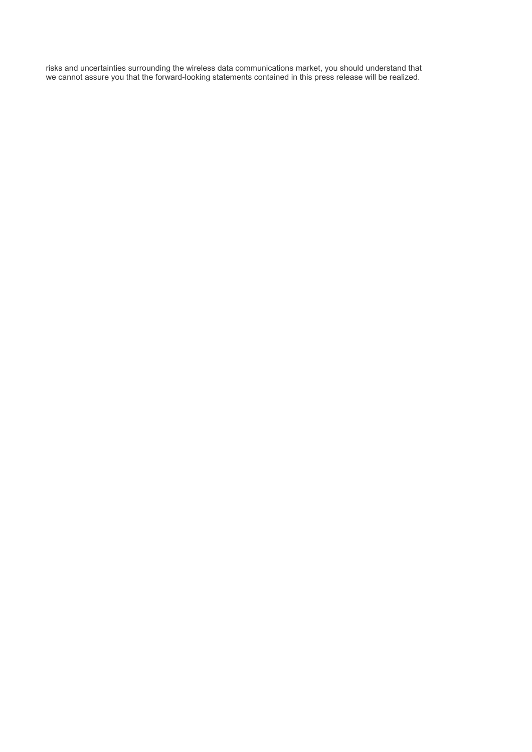risks and uncertainties surrounding the wireless data communications market, you should understand that we cannot assure you that the forward-looking statements contained in this press release will be realized.